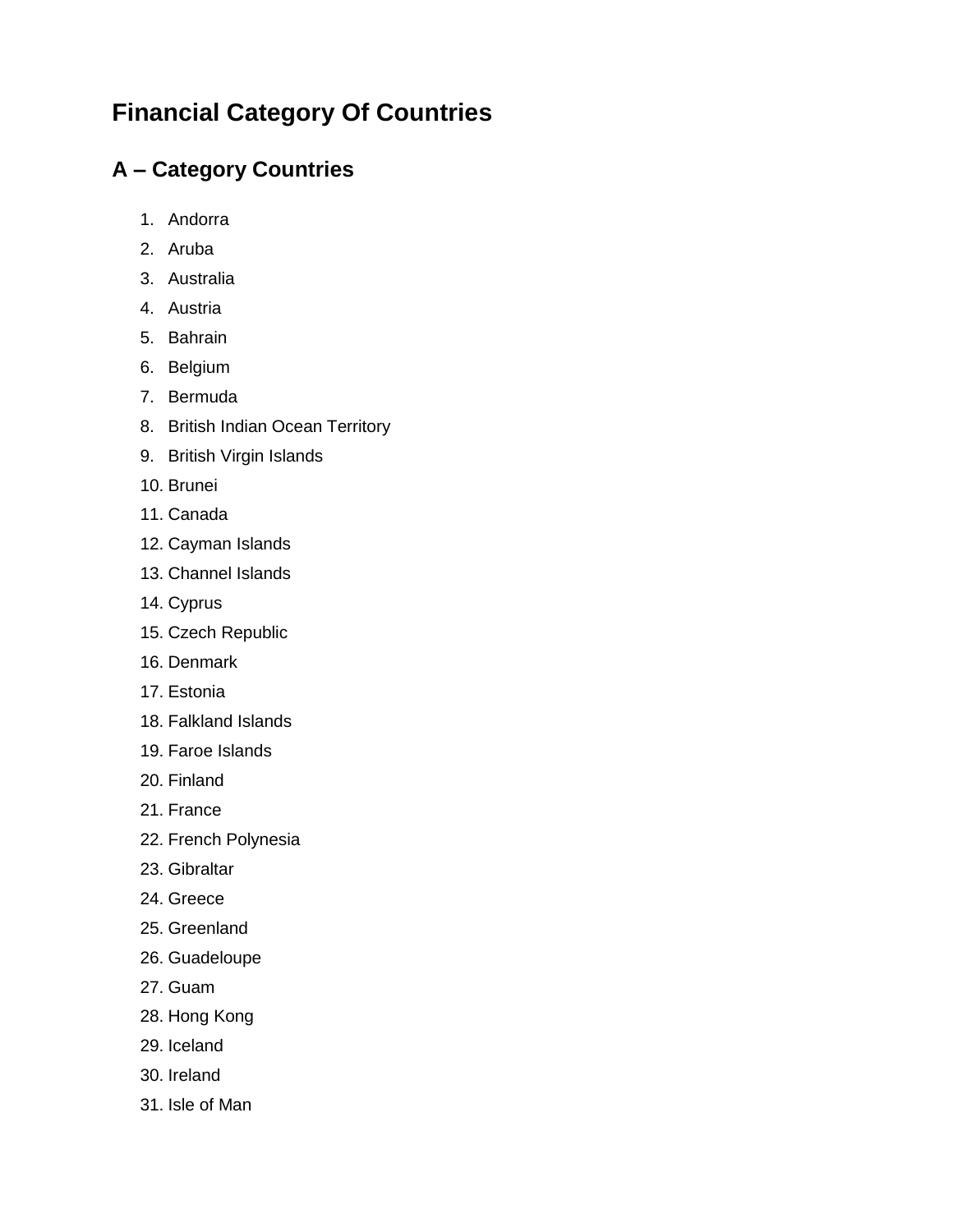# Financial Category Of Countries

## A – Category Countries

1. Andorra
2. Aruba
3. Australia
4. Austria
5. Bahrain
6. Belgium
7. Bermuda
8. British Indian Ocean Territory
9. British Virgin Islands
10. Brunei
11. Canada
12. Cayman Islands
13. Channel Islands
14. Cyprus
15. Czech Republic
16. Denmark
17. Estonia
18. Falkland Islands
19. Faroe Islands
20. Finland
21. France
22. French Polynesia
23. Gibraltar
24. Greece
25. Greenland
26. Guadeloupe
27. Guam
28. Hong Kong
29. Iceland
30. Ireland
31. Isle of Man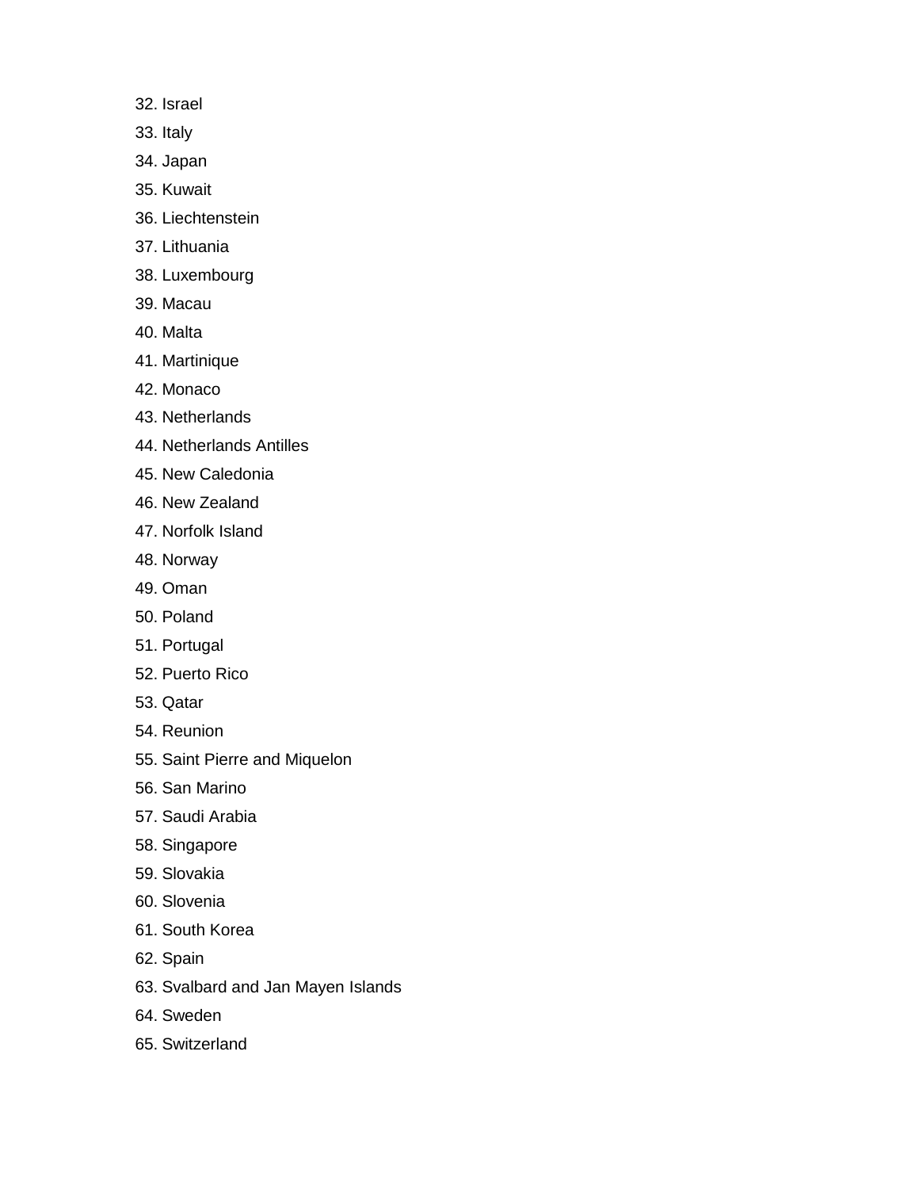32. Israel
33. Italy
34. Japan
35. Kuwait
36. Liechtenstein
37. Lithuania
38. Luxembourg
39. Macau
40. Malta
41. Martinique
42. Monaco
43. Netherlands
44. Netherlands Antilles
45. New Caledonia
46. New Zealand
47. Norfolk Island
48. Norway
49. Oman
50. Poland
51. Portugal
52. Puerto Rico
53. Qatar
54. Reunion
55. Saint Pierre and Miquelon
56. San Marino
57. Saudi Arabia
58. Singapore
59. Slovakia
60. Slovenia
61. South Korea
62. Spain
63. Svalbard and Jan Mayen Islands
64. Sweden
65. Switzerland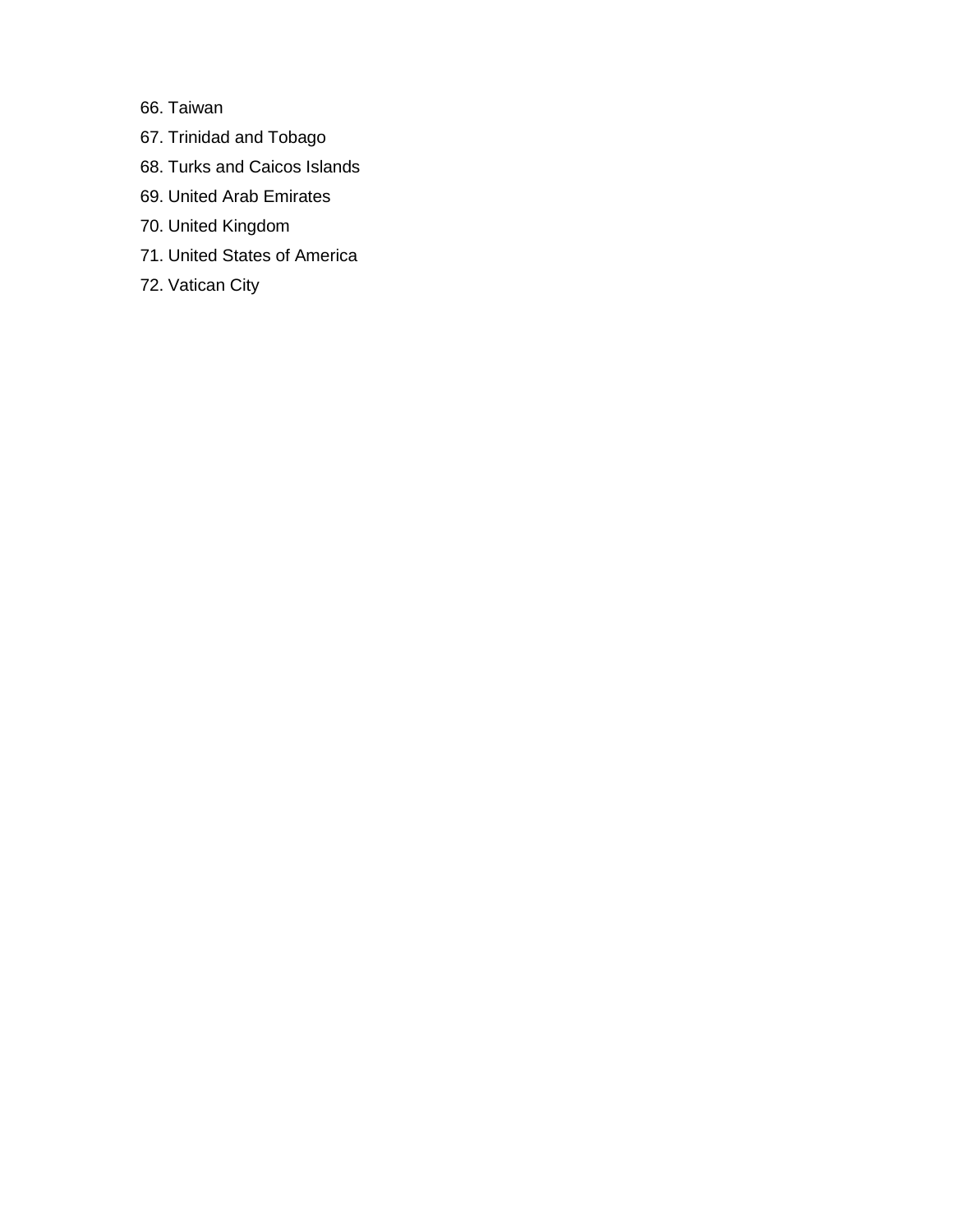66. Taiwan
67. Trinidad and Tobago
68. Turks and Caicos Islands
69. United Arab Emirates
70. United Kingdom
71. United States of America
72. Vatican City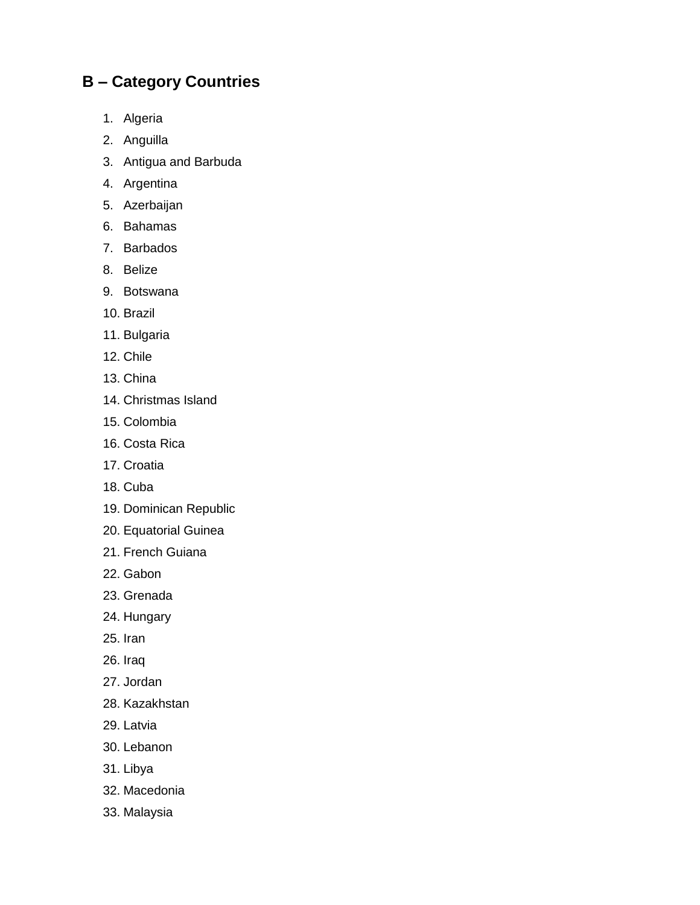## B – Category Countries

1. Algeria
2. Anguilla
3. Antigua and Barbuda
4. Argentina
5. Azerbaijan
6. Bahamas
7. Barbados
8. Belize
9. Botswana
10. Brazil
11. Bulgaria
12. Chile
13. China
14. Christmas Island
15. Colombia
16. Costa Rica
17. Croatia
18. Cuba
19. Dominican Republic
20. Equatorial Guinea
21. French Guiana
22. Gabon
23. Grenada
24. Hungary
25. Iran
26. Iraq
27. Jordan
28. Kazakhstan
29. Latvia
30. Lebanon
31. Libya
32. Macedonia
33. Malaysia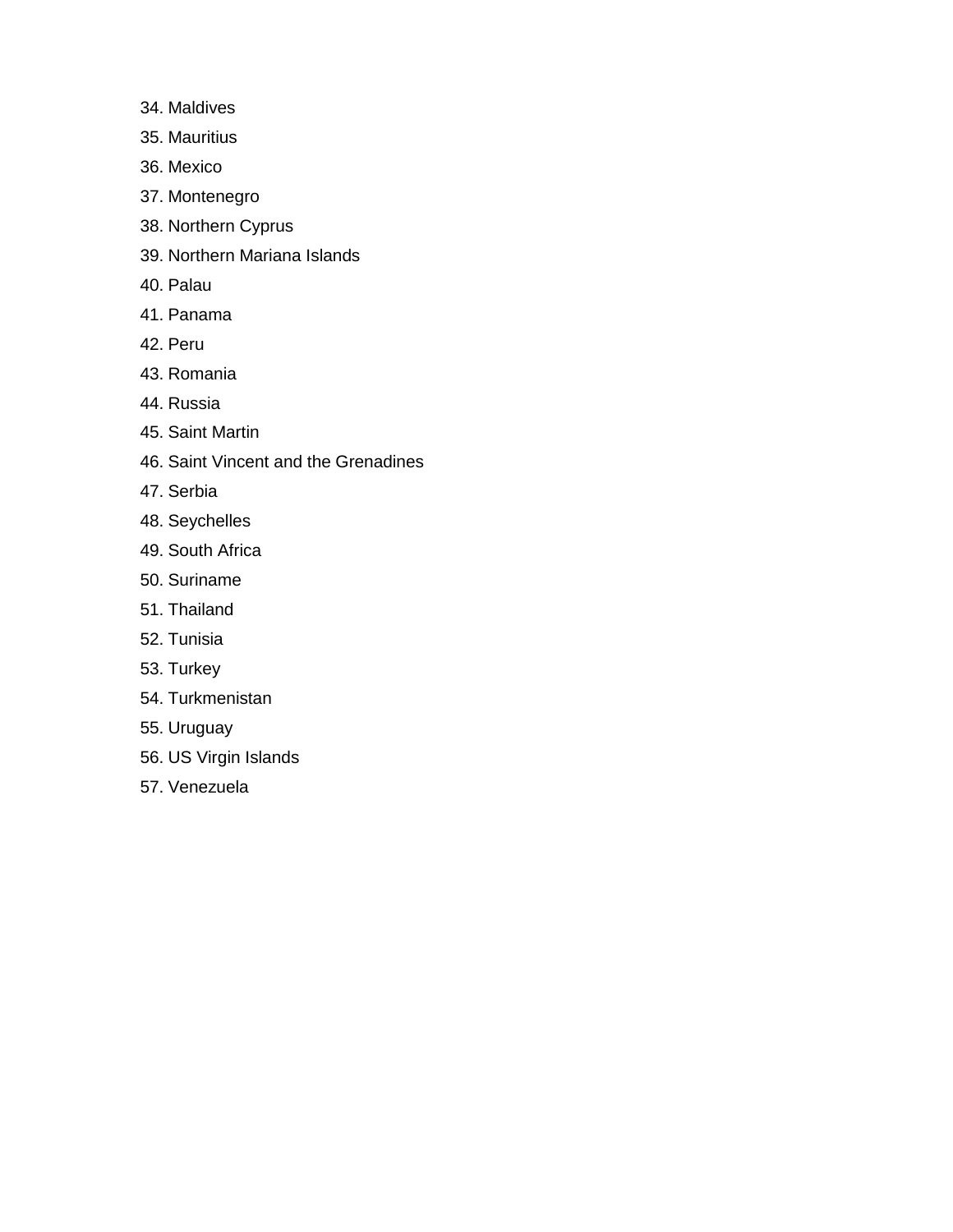34. Maldives
35. Mauritius
36. Mexico
37. Montenegro
38. Northern Cyprus
39. Northern Mariana Islands
40. Palau
41. Panama
42. Peru
43. Romania
44. Russia
45. Saint Martin
46. Saint Vincent and the Grenadines
47. Serbia
48. Seychelles
49. South Africa
50. Suriname
51. Thailand
52. Tunisia
53. Turkey
54. Turkmenistan
55. Uruguay
56. US Virgin Islands
57. Venezuela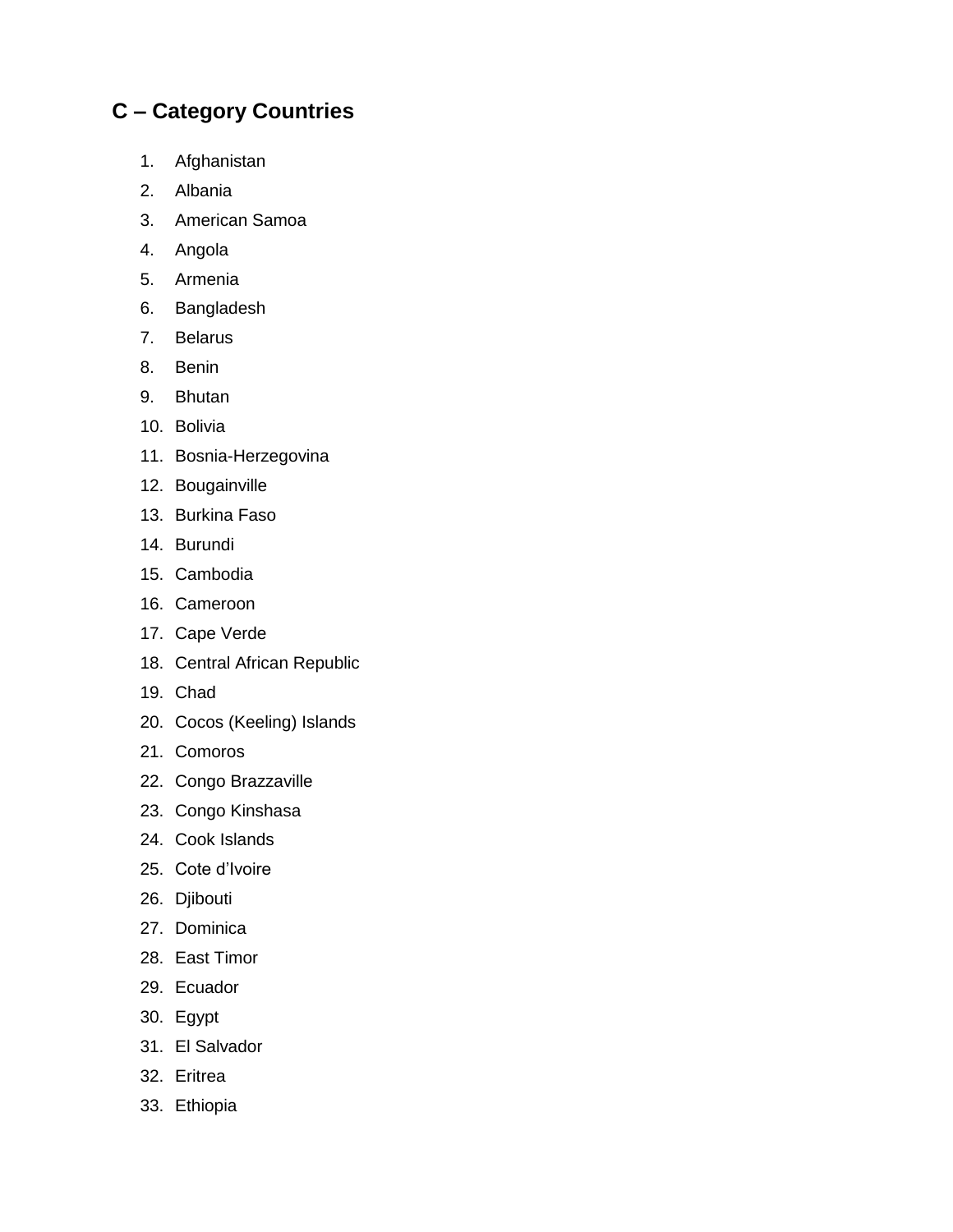## C – Category Countries

1. Afghanistan
2. Albania
3. American Samoa
4. Angola
5. Armenia
6. Bangladesh
7. Belarus
8. Benin
9. Bhutan
10. Bolivia
11. Bosnia-Herzegovina
12. Bougainville
13. Burkina Faso
14. Burundi
15. Cambodia
16. Cameroon
17. Cape Verde
18. Central African Republic
19. Chad
20. Cocos (Keeling) Islands
21. Comoros
22. Congo Brazzaville
23. Congo Kinshasa
24. Cook Islands
25. Cote d'Ivoire
26. Djibouti
27. Dominica
28. East Timor
29. Ecuador
30. Egypt
31. El Salvador
32. Eritrea
33. Ethiopia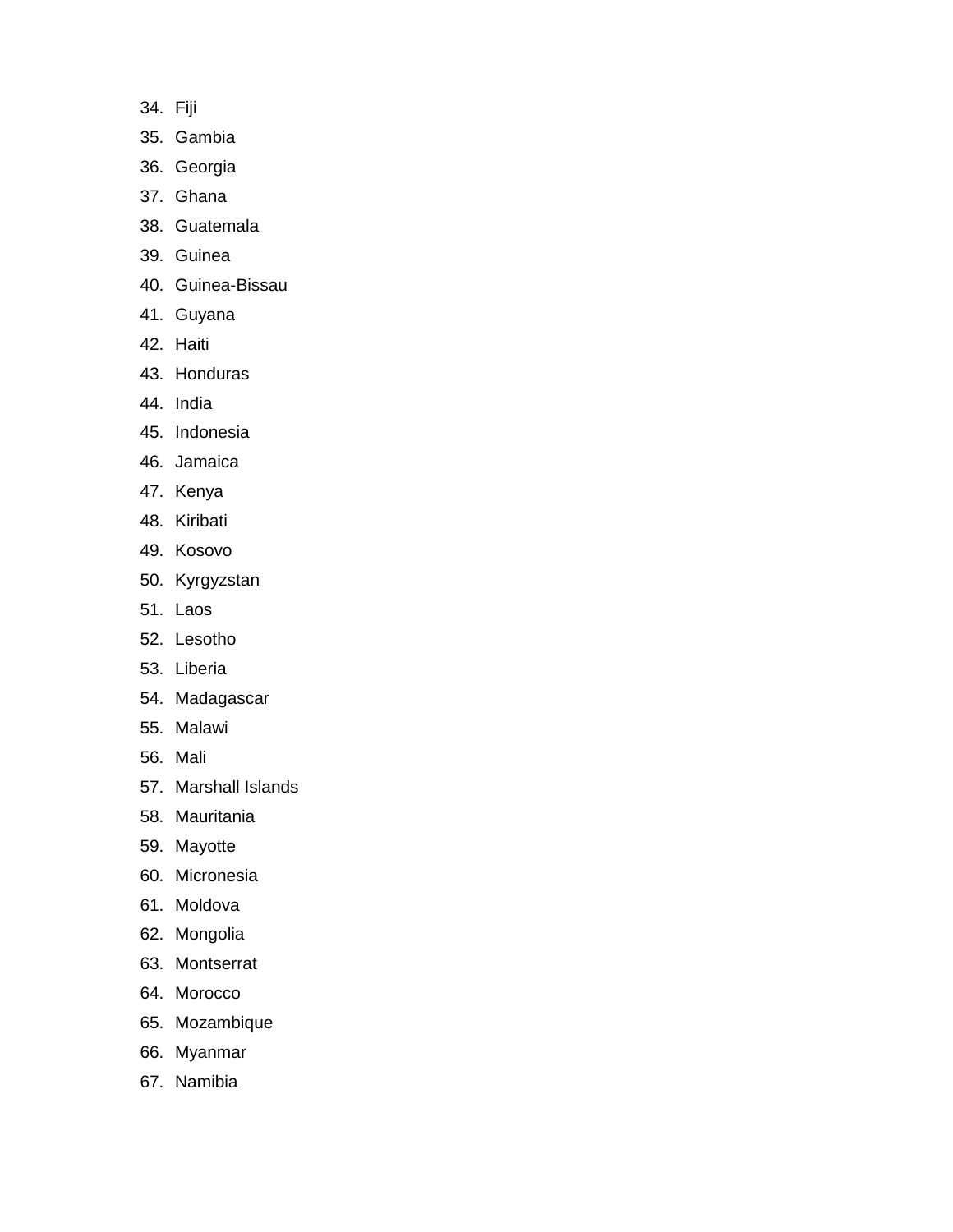34. Fiji
35. Gambia
36. Georgia
37. Ghana
38. Guatemala
39. Guinea
40. Guinea-Bissau
41. Guyana
42. Haiti
43. Honduras
44. India
45. Indonesia
46. Jamaica
47. Kenya
48. Kiribati
49. Kosovo
50. Kyrgyzstan
51. Laos
52. Lesotho
53. Liberia
54. Madagascar
55. Malawi
56. Mali
57. Marshall Islands
58. Mauritania
59. Mayotte
60. Micronesia
61. Moldova
62. Mongolia
63. Montserrat
64. Morocco
65. Mozambique
66. Myanmar
67. Namibia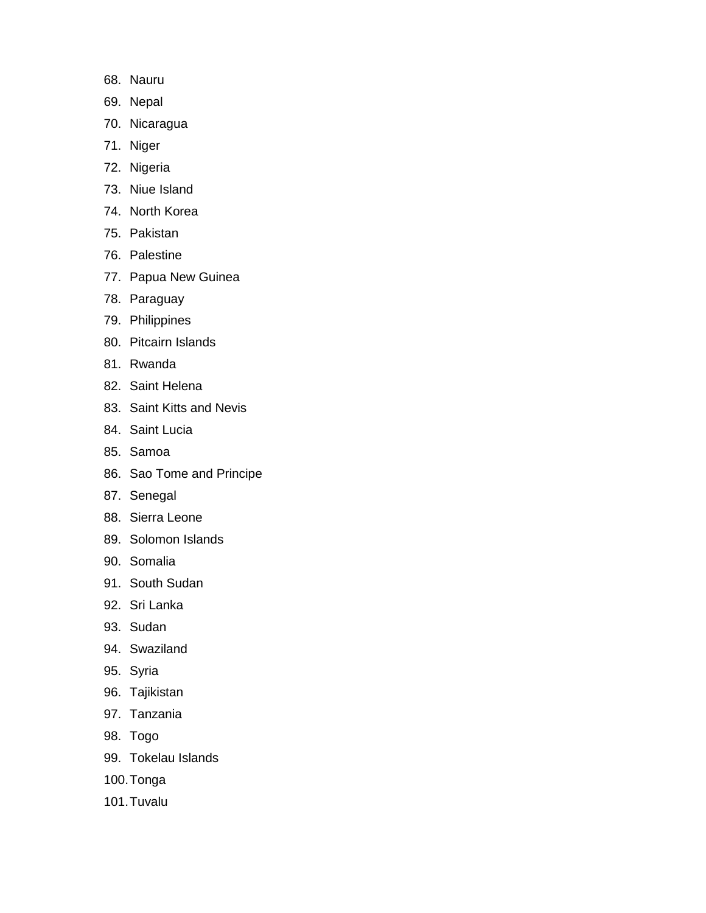68. Nauru
69. Nepal
70. Nicaragua
71. Niger
72. Nigeria
73. Niue Island
74. North Korea
75. Pakistan
76. Palestine
77. Papua New Guinea
78. Paraguay
79. Philippines
80. Pitcairn Islands
81. Rwanda
82. Saint Helena
83. Saint Kitts and Nevis
84. Saint Lucia
85. Samoa
86. Sao Tome and Principe
87. Senegal
88. Sierra Leone
89. Solomon Islands
90. Somalia
91. South Sudan
92. Sri Lanka
93. Sudan
94. Swaziland
95. Syria
96. Tajikistan
97. Tanzania
98. Togo
99. Tokelau Islands
100. Tonga
101. Tuvalu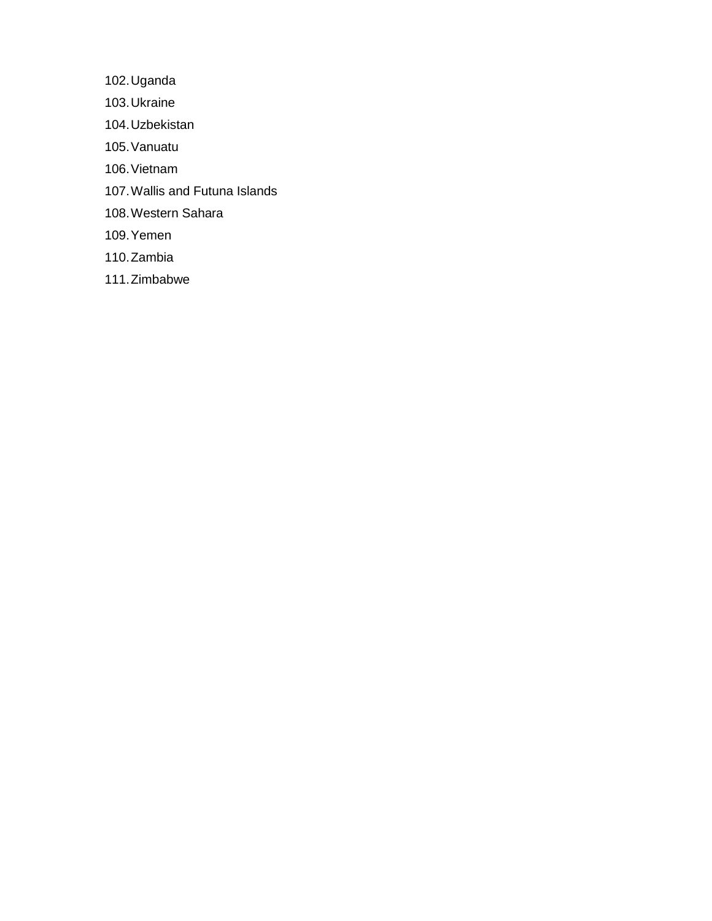102. Uganda
103. Ukraine
104. Uzbekistan
105. Vanuatu
106. Vietnam
107. Wallis and Futuna Islands
108. Western Sahara
109. Yemen
110. Zambia
111. Zimbabwe